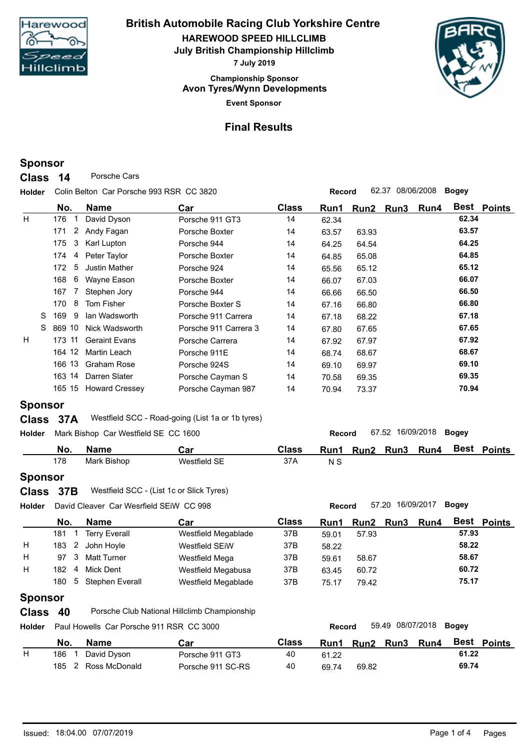# British Automobile Racing Club Yorkshire Centre

**HAREWOOD SPEED HILLCLIMB**

**July British Championship Hillclimb**

**7 July 2019**

**Championship Sponsor**

**Avon Tyres/Wynn Developments**

**Event Sponsor**

## Final Results

### Sponsor

**Class 14** Porsche Cars

**Holder** Colin Belton Car Porsche 993 RSR CC 3820 — **Record** 62.37 08/06/2008 **Bogey**

| | No. | | Name | Car | Class | Run1 | Run2 | Run3 | Run4 | Best | Points |
|---|---|---|---|---|---|---|---|---|---|---|---|
| H | 176 | 1 | David Dyson | Porsche 911 GT3 | 14 | 62.34 | | | | **62.34** | |
| | 171 | 2 | Andy Fagan | Porsche Boxter | 14 | 63.57 | 63.93 | | | **63.57** | |
| | 175 | 3 | Karl Lupton | Porsche 944 | 14 | 64.25 | 64.54 | | | **64.25** | |
| | 174 | 4 | Peter Taylor | Porsche Boxter | 14 | 64.85 | 65.08 | | | **64.85** | |
| | 172 | 5 | Justin Mather | Porsche 924 | 14 | 65.56 | 65.12 | | | **65.12** | |
| | 168 | 6 | Wayne Eason | Porsche Boxter | 14 | 66.07 | 67.03 | | | **66.07** | |
| | 167 | 7 | Stephen Jory | Porsche 944 | 14 | 66.66 | 66.50 | | | **66.50** | |
| | 170 | 8 | Tom Fisher | Porsche Boxter S | 14 | 67.16 | 66.80 | | | **66.80** | |
| S | 169 | 9 | Ian Wadsworth | Porsche 911 Carrera | 14 | 67.18 | 68.22 | | | **67.18** | |
| S | 869 | 10 | Nick Wadsworth | Porsche 911 Carrera 3 | 14 | 67.80 | 67.65 | | | **67.65** | |
| H | 173 | 11 | Geraint Evans | Porsche Carrera | 14 | 67.92 | 67.97 | | | **67.92** | |
| | 164 | 12 | Martin Leach | Porsche 911E | 14 | 68.74 | 68.67 | | | **68.67** | |
| | 166 | 13 | Graham Rose | Porsche 924S | 14 | 69.10 | 69.97 | | | **69.10** | |
| | 163 | 14 | Darren Slater | Porsche Cayman S | 14 | 70.58 | 69.35 | | | **69.35** | |
| | 165 | 15 | Howard Cressey | Porsche Cayman 987 | 14 | 70.94 | 73.37 | | | **70.94** | |

### Sponsor

**Class 37A** Westfield SCC - Road-going (List 1a or 1b tyres)

**Holder** Mark Bishop Car Westfield SE CC 1600 — **Record** 67.52 16/09/2018 **Bogey**

| | No. | | Name | Car | Class | Run1 | Run2 | Run3 | Run4 | Best | Points |
|---|---|---|---|---|---|---|---|---|---|---|---|
| | 178 | | Mark Bishop | Westfield SE | 37A | N S | | | | | |

### Sponsor

**Class 37B** Westfield SCC - (List 1c or Slick Tyres)

**Holder** David Cleaver Car Wesrfield SEiW CC 998 — **Record** 57.20 16/09/2017 **Bogey**

| | No. | | Name | Car | Class | Run1 | Run2 | Run3 | Run4 | Best | Points |
|---|---|---|---|---|---|---|---|---|---|---|---|
| | 181 | 1 | Terry Everall | Westfield Megablade | 37B | 59.01 | 57.93 | | | **57.93** | |
| H | 183 | 2 | John Hoyle | Westfield SEiW | 37B | 58.22 | | | | **58.22** | |
| H | 97 | 3 | Matt Turner | Westfield Mega | 37B | 59.61 | 58.67 | | | **58.67** | |
| H | 182 | 4 | Mick Dent | Westfield Megabusa | 37B | 63.45 | 60.72 | | | **60.72** | |
| | 180 | 5 | Stephen Everall | Westfield Megablade | 37B | 75.17 | 79.42 | | | **75.17** | |

### Sponsor

**Class 40** Porsche Club National Hillclimb Championship

**Holder** Paul Howells Car Porsche 911 RSR CC 3000 — **Record** 59.49 08/07/2018 **Bogey**

| | No. | | Name | Car | Class | Run1 | Run2 | Run3 | Run4 | Best | Points |
|---|---|---|---|---|---|---|---|---|---|---|---|
| H | 186 | 1 | David Dyson | Porsche 911 GT3 | 40 | 61.22 | | | | **61.22** | |
| | 185 | 2 | Ross McDonald | Porsche 911 SC-RS | 40 | 69.74 | 69.82 | | | **69.74** | |

Issued: 18:04.00 07/07/2019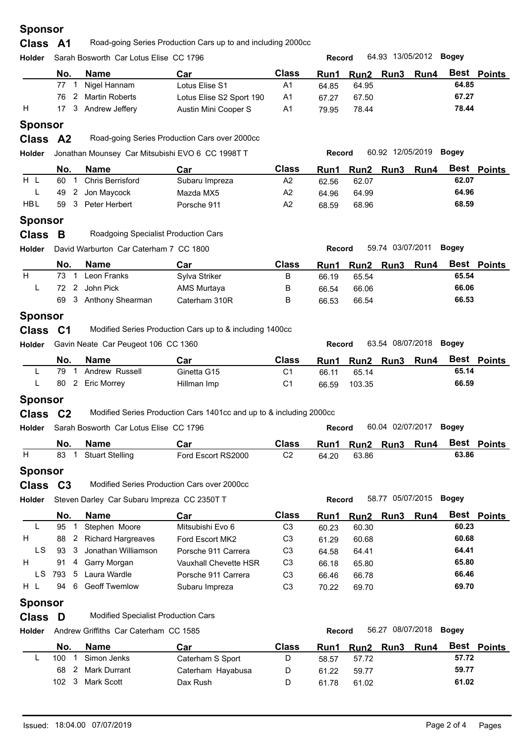**Sponsor**

**Class A1** Road-going Series Production Cars up to and including 2000cc

**Holder** Sarah Bosworth Car Lotus Elise CC 1796 — **Record** 64.93 13/05/2012 **Bogey**

| | No. | | Name | Car | Class | Run1 | Run2 | Run3 | Run4 | Best | Points |
|---|---|---|---|---|---|---|---|---|---|---|---|
| | 77 | 1 | Nigel Hannam | Lotus Elise S1 | A1 | 64.85 | 64.95 | | | 64.85 | |
| | 76 | 2 | Martin Roberts | Lotus Elise S2 Sport 190 | A1 | 67.27 | 67.50 | | | 67.27 | |
| H | 17 | 3 | Andrew Jeffery | Austin Mini Cooper S | A1 | 79.95 | 78.44 | | | 78.44 | |

**Sponsor**

**Class A2** Road-going Series Production Cars over 2000cc

**Holder** Jonathan Mounsey Car Mitsubishi EVO 6 CC 1998T T — **Record** 60.92 12/05/2019 **Bogey**

| | No. | | Name | Car | Class | Run1 | Run2 | Run3 | Run4 | Best | Points |
|---|---|---|---|---|---|---|---|---|---|---|---|
| H L | 60 | 1 | Chris Berrisford | Subaru Impreza | A2 | 62.56 | 62.07 | | | 62.07 | |
| L | 49 | 2 | Jon Maycock | Mazda MX5 | A2 | 64.96 | 64.99 | | | 64.96 | |
| HBL | 59 | 3 | Peter Herbert | Porsche 911 | A2 | 68.59 | 68.96 | | | 68.59 | |

**Sponsor**

**Class B** Roadgoing Specialist Production Cars

**Holder** David Warburton Car Caterham 7 CC 1800 — **Record** 59.74 03/07/2011 **Bogey**

| | No. | | Name | Car | Class | Run1 | Run2 | Run3 | Run4 | Best | Points |
|---|---|---|---|---|---|---|---|---|---|---|---|
| H | 73 | 1 | Leon Franks | Sylva Striker | B | 66.19 | 65.54 | | | 65.54 | |
| L | 72 | 2 | John Pick | AMS Murtaya | B | 66.54 | 66.06 | | | 66.06 | |
| | 69 | 3 | Anthony Shearman | Caterham 310R | B | 66.53 | 66.54 | | | 66.53 | |

**Sponsor**

**Class C1** Modified Series Production Cars up to & including 1400cc

**Holder** Gavin Neate Car Peugeot 106 CC 1360 — **Record** 63.54 08/07/2018 **Bogey**

| | No. | | Name | Car | Class | Run1 | Run2 | Run3 | Run4 | Best | Points |
|---|---|---|---|---|---|---|---|---|---|---|---|
| L | 79 | 1 | Andrew Russell | Ginetta G15 | C1 | 66.11 | 65.14 | | | 65.14 | |
| L | 80 | 2 | Eric Morrey | Hillman Imp | C1 | 66.59 | 103.35 | | | 66.59 | |

**Sponsor**

**Class C2** Modified Series Production Cars 1401cc and up to & including 2000cc

**Holder** Sarah Bosworth Car Lotus Elise CC 1796 — **Record** 60.04 02/07/2017 **Bogey**

| | No. | | Name | Car | Class | Run1 | Run2 | Run3 | Run4 | Best | Points |
|---|---|---|---|---|---|---|---|---|---|---|---|
| H | 83 | 1 | Stuart Stelling | Ford Escort RS2000 | C2 | 64.20 | 63.86 | | | 63.86 | |

**Sponsor**

**Class C3** Modified Series Production Cars over 2000cc

**Holder** Steven Darley Car Subaru Impreza CC 2350T T — **Record** 58.77 05/07/2015 **Bogey**

| | No. | | Name | Car | Class | Run1 | Run2 | Run3 | Run4 | Best | Points |
|---|---|---|---|---|---|---|---|---|---|---|---|
| L | 95 | 1 | Stephen Moore | Mitsubishi Evo 6 | C3 | 60.23 | 60.30 | | | 60.23 | |
| H | 88 | 2 | Richard Hargreaves | Ford Escort MK2 | C3 | 61.29 | 60.68 | | | 60.68 | |
| LS | 93 | 3 | Jonathan Williamson | Porsche 911 Carrera | C3 | 64.58 | 64.41 | | | 64.41 | |
| H | 91 | 4 | Garry Morgan | Vauxhall Chevette HSR | C3 | 66.18 | 65.80 | | | 65.80 | |
| LS | 793 | 5 | Laura Wardle | Porsche 911 Carrera | C3 | 66.46 | 66.78 | | | 66.46 | |
| H L | 94 | 6 | Geoff Twemlow | Subaru Impreza | C3 | 70.22 | 69.70 | | | 69.70 | |

**Sponsor**

**Class D** Modified Specialist Production Cars

**Holder** Andrew Griffiths Car Caterham CC 1585 — **Record** 56.27 08/07/2018 **Bogey**

| | No. | | Name | Car | Class | Run1 | Run2 | Run3 | Run4 | Best | Points |
|---|---|---|---|---|---|---|---|---|---|---|---|
| L | 100 | 1 | Simon Jenks | Caterham S Sport | D | 58.57 | 57.72 | | | 57.72 | |
| | 68 | 2 | Mark Durrant | Caterham Hayabusa | D | 61.22 | 59.77 | | | 59.77 | |
| | 102 | 3 | Mark Scott | Dax Rush | D | 61.78 | 61.02 | | | 61.02 | |

Issued: 18:04.00 07/07/2019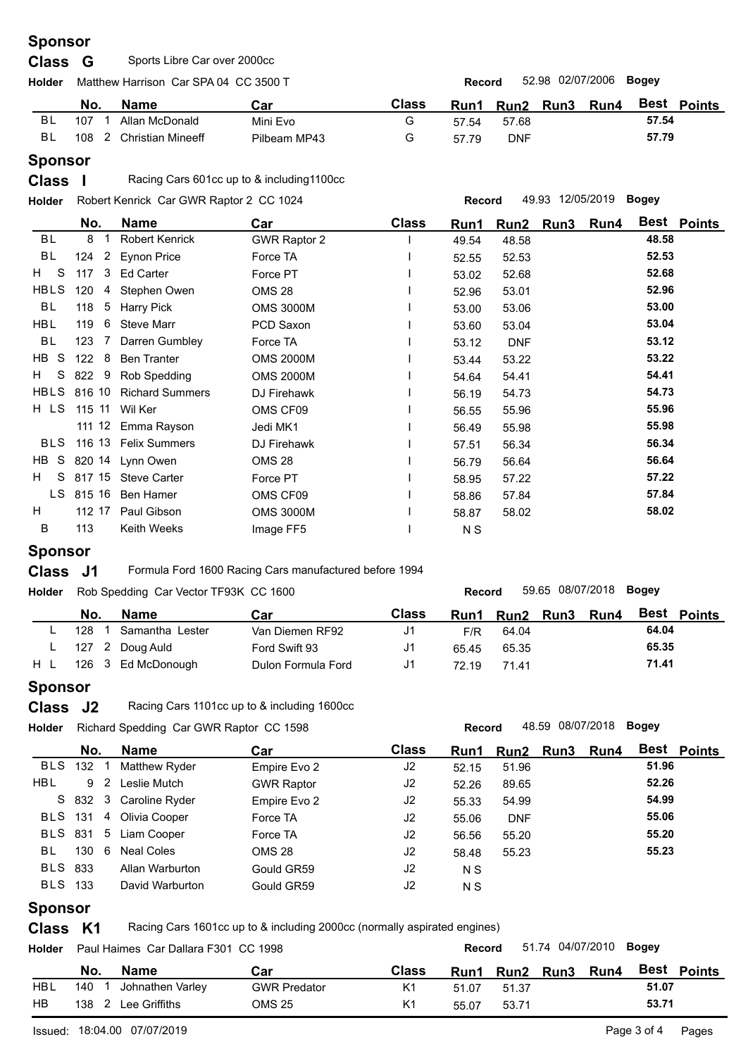## Sponsor

### Class G — Sports Libre Car over 2000cc

**Holder** Matthew Harrison Car SPA 04 CC 3500 T — **Record** 52.98 02/07/2006 **Bogey**

| | No. | | Name | Car | Class | Run1 | Run2 | Run3 | Run4 | Best | Points |
|---|---|---|---|---|---|---|---|---|---|---|---|
| BL | 107 | 1 | Allan McDonald | Mini Evo | G | 57.54 | 57.68 | | | 57.54 | |
| BL | 108 | 2 | Christian Mineeff | Pilbeam MP43 | G | 57.79 | DNF | | | 57.79 | |

## Sponsor

### Class I — Racing Cars 601cc up to & including1100cc

**Holder** Robert Kenrick Car GWR Raptor 2 CC 1024 — **Record** 49.93 12/05/2019 **Bogey**

| | No. | | Name | Car | Class | Run1 | Run2 | Run3 | Run4 | Best | Points |
|---|---|---|---|---|---|---|---|---|---|---|---|
| BL | 8 | 1 | Robert Kenrick | GWR Raptor 2 | I | 49.54 | 48.58 | | | 48.58 | |
| BL | 124 | 2 | Eynon Price | Force TA | I | 52.55 | 52.53 | | | 52.53 | |
| H S | 117 | 3 | Ed Carter | Force PT | I | 53.02 | 52.68 | | | 52.68 | |
| HBLS | 120 | 4 | Stephen Owen | OMS 28 | I | 52.96 | 53.01 | | | 52.96 | |
| BL | 118 | 5 | Harry Pick | OMS 3000M | I | 53.00 | 53.06 | | | 53.00 | |
| HBL | 119 | 6 | Steve Marr | PCD Saxon | I | 53.60 | 53.04 | | | 53.04 | |
| BL | 123 | 7 | Darren Gumbley | Force TA | I | 53.12 | DNF | | | 53.12 | |
| HB S | 122 | 8 | Ben Tranter | OMS 2000M | I | 53.44 | 53.22 | | | 53.22 | |
| H S | 822 | 9 | Rob Spedding | OMS 2000M | I | 54.64 | 54.41 | | | 54.41 | |
| HBLS | 816 | 10 | Richard Summers | DJ Firehawk | I | 56.19 | 54.73 | | | 54.73 | |
| H LS | 115 | 11 | Wil Ker | OMS CF09 | I | 56.55 | 55.96 | | | 55.96 | |
| | 111 | 12 | Emma Rayson | Jedi MK1 | I | 56.49 | 55.98 | | | 55.98 | |
| BLS | 116 | 13 | Felix Summers | DJ Firehawk | I | 57.51 | 56.34 | | | 56.34 | |
| HB S | 820 | 14 | Lynn Owen | OMS 28 | I | 56.79 | 56.64 | | | 56.64 | |
| H S | 817 | 15 | Steve Carter | Force PT | I | 58.95 | 57.22 | | | 57.22 | |
| LS | 815 | 16 | Ben Hamer | OMS CF09 | I | 58.86 | 57.84 | | | 57.84 | |
| H | 112 | 17 | Paul Gibson | OMS 3000M | I | 58.87 | 58.02 | | | 58.02 | |
| B | 113 | | Keith Weeks | Image FF5 | I | N S | | | | | |

## Sponsor

### Class J1 — Formula Ford 1600 Racing Cars manufactured before 1994

**Holder** Rob Spedding Car Vector TF93K CC 1600 — **Record** 59.65 08/07/2018 **Bogey**

| | No. | | Name | Car | Class | Run1 | Run2 | Run3 | Run4 | Best | Points |
|---|---|---|---|---|---|---|---|---|---|---|---|
| L | 128 | 1 | Samantha Lester | Van Diemen RF92 | J1 | F/R | 64.04 | | | 64.04 | |
| L | 127 | 2 | Doug Auld | Ford Swift 93 | J1 | 65.45 | 65.35 | | | 65.35 | |
| H L | 126 | 3 | Ed McDonough | Dulon Formula Ford | J1 | 72.19 | 71.41 | | | 71.41 | |

## Sponsor

### Class J2 — Racing Cars 1101cc up to & including 1600cc

**Holder** Richard Spedding Car GWR Raptor CC 1598 — **Record** 48.59 08/07/2018 **Bogey**

| | No. | | Name | Car | Class | Run1 | Run2 | Run3 | Run4 | Best | Points |
|---|---|---|---|---|---|---|---|---|---|---|---|
| BLS | 132 | 1 | Matthew Ryder | Empire Evo 2 | J2 | 52.15 | 51.96 | | | 51.96 | |
| HBL | 9 | 2 | Leslie Mutch | GWR Raptor | J2 | 52.26 | 89.65 | | | 52.26 | |
| S | 832 | 3 | Caroline Ryder | Empire Evo 2 | J2 | 55.33 | 54.99 | | | 54.99 | |
| BLS | 131 | 4 | Olivia Cooper | Force TA | J2 | 55.06 | DNF | | | 55.06 | |
| BLS | 831 | 5 | Liam Cooper | Force TA | J2 | 56.56 | 55.20 | | | 55.20 | |
| BL | 130 | 6 | Neal Coles | OMS 28 | J2 | 58.48 | 55.23 | | | 55.23 | |
| BLS | 833 | | Allan Warburton | Gould GR59 | J2 | N S | | | | | |
| BLS | 133 | | David Warburton | Gould GR59 | J2 | N S | | | | | |

## Sponsor

### Class K1 — Racing Cars 1601cc up to & including 2000cc (normally aspirated engines)

**Holder** Paul Haimes Car Dallara F301 CC 1998 — **Record** 51.74 04/07/2010 **Bogey**

| | No. | | Name | Car | Class | Run1 | Run2 | Run3 | Run4 | Best | Points |
|---|---|---|---|---|---|---|---|---|---|---|---|
| HBL | 140 | 1 | Johnathen Varley | GWR Predator | K1 | 51.07 | 51.37 | | | 51.07 | |
| HB | 138 | 2 | Lee Griffiths | OMS 25 | K1 | 55.07 | 53.71 | | | 53.71 | |

Issued: 18:04.00 07/07/2019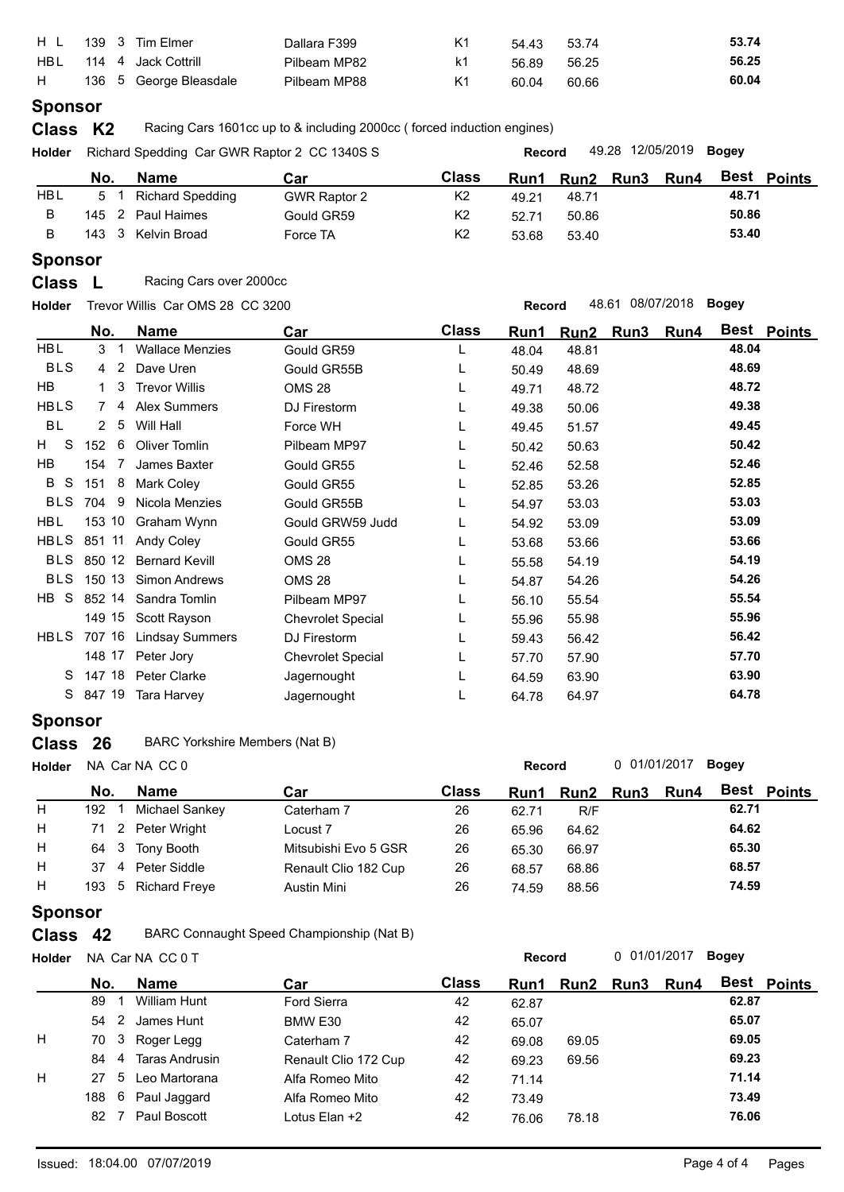| | No. | | Name | Car | Class | Run1 | Run2 | Run3 | Run4 | Best | Points |
|---|---|---|---|---|---|---|---|---|---|---|---|
| H L | 139 | 3 | Tim Elmer | Dallara F399 | K1 | 54.43 | 53.74 | | | 53.74 | |
| HBL | 114 | 4 | Jack Cottrill | Pilbeam MP82 | k1 | 56.89 | 56.25 | | | 56.25 | |
| H | 136 | 5 | George Bleasdale | Pilbeam MP88 | K1 | 60.04 | 60.66 | | | 60.04 | |

**Sponsor**

## Class K2 — Racing Cars 1601cc up to & including 2000cc ( forced induction engines)

**Holder** Richard Spedding Car GWR Raptor 2 CC 1340S S — **Record** 49.28 12/05/2019 **Bogey**

| | No. | | Name | Car | Class | Run1 | Run2 | Run3 | Run4 | Best | Points |
|---|---|---|---|---|---|---|---|---|---|---|---|
| HBL | 5 | 1 | Richard Spedding | GWR Raptor 2 | K2 | 49.21 | 48.71 | | | 48.71 | |
| B | 145 | 2 | Paul Haimes | Gould GR59 | K2 | 52.71 | 50.86 | | | 50.86 | |
| B | 143 | 3 | Kelvin Broad | Force TA | K2 | 53.68 | 53.40 | | | 53.40 | |

**Sponsor**

## Class L — Racing Cars over 2000cc

**Holder** Trevor Willis Car OMS 28 CC 3200 — **Record** 48.61 08/07/2018 **Bogey**

| | No. | | Name | Car | Class | Run1 | Run2 | Run3 | Run4 | Best | Points |
|---|---|---|---|---|---|---|---|---|---|---|---|
| HBL | 3 | 1 | Wallace Menzies | Gould GR59 | L | 48.04 | 48.81 | | | 48.04 | |
| BLS | 4 | 2 | Dave Uren | Gould GR55B | L | 50.49 | 48.69 | | | 48.69 | |
| HB | 1 | 3 | Trevor Willis | OMS 28 | L | 49.71 | 48.72 | | | 48.72 | |
| HBLS | 7 | 4 | Alex Summers | DJ Firestorm | L | 49.38 | 50.06 | | | 49.38 | |
| BL | 2 | 5 | Will Hall | Force WH | L | 49.45 | 51.57 | | | 49.45 | |
| H S | 152 | 6 | Oliver Tomlin | Pilbeam MP97 | L | 50.42 | 50.63 | | | 50.42 | |
| HB | 154 | 7 | James Baxter | Gould GR55 | L | 52.46 | 52.58 | | | 52.46 | |
| B S | 151 | 8 | Mark Coley | Gould GR55 | L | 52.85 | 53.26 | | | 52.85 | |
| BLS | 704 | 9 | Nicola Menzies | Gould GR55B | L | 54.97 | 53.03 | | | 53.03 | |
| HBL | 153 | 10 | Graham Wynn | Gould GRW59 Judd | L | 54.92 | 53.09 | | | 53.09 | |
| HBLS | 851 | 11 | Andy Coley | Gould GR55 | L | 53.68 | 53.66 | | | 53.66 | |
| BLS | 850 | 12 | Bernard Kevill | OMS 28 | L | 55.58 | 54.19 | | | 54.19 | |
| BLS | 150 | 13 | Simon Andrews | OMS 28 | L | 54.87 | 54.26 | | | 54.26 | |
| HB S | 852 | 14 | Sandra Tomlin | Pilbeam MP97 | L | 56.10 | 55.54 | | | 55.54 | |
| | 149 | 15 | Scott Rayson | Chevrolet Special | L | 55.96 | 55.98 | | | 55.96 | |
| HBLS | 707 | 16 | Lindsay Summers | DJ Firestorm | L | 59.43 | 56.42 | | | 56.42 | |
| | 148 | 17 | Peter Jory | Chevrolet Special | L | 57.70 | 57.90 | | | 57.70 | |
| S | 147 | 18 | Peter Clarke | Jagernought | L | 64.59 | 63.90 | | | 63.90 | |
| S | 847 | 19 | Tara Harvey | Jagernought | L | 64.78 | 64.97 | | | 64.78 | |

**Sponsor**

## Class 26 — BARC Yorkshire Members (Nat B)

**Holder** NA Car NA CC 0 — **Record** 0 01/01/2017 **Bogey**

| | No. | | Name | Car | Class | Run1 | Run2 | Run3 | Run4 | Best | Points |
|---|---|---|---|---|---|---|---|---|---|---|---|
| H | 192 | 1 | Michael Sankey | Caterham 7 | 26 | 62.71 | R/F | | | 62.71 | |
| H | 71 | 2 | Peter Wright | Locust 7 | 26 | 65.96 | 64.62 | | | 64.62 | |
| H | 64 | 3 | Tony Booth | Mitsubishi Evo 5 GSR | 26 | 65.30 | 66.97 | | | 65.30 | |
| H | 37 | 4 | Peter Siddle | Renault Clio 182 Cup | 26 | 68.57 | 68.86 | | | 68.57 | |
| H | 193 | 5 | Richard Freye | Austin Mini | 26 | 74.59 | 88.56 | | | 74.59 | |

**Sponsor**

## Class 42 — BARC Connaught Speed Championship (Nat B)

**Holder** NA Car NA CC 0 T — **Record** 0 01/01/2017 **Bogey**

| | No. | | Name | Car | Class | Run1 | Run2 | Run3 | Run4 | Best | Points |
|---|---|---|---|---|---|---|---|---|---|---|---|
| | 89 | 1 | William Hunt | Ford Sierra | 42 | 62.87 | | | | 62.87 | |
| | 54 | 2 | James Hunt | BMW E30 | 42 | 65.07 | | | | 65.07 | |
| H | 70 | 3 | Roger Legg | Caterham 7 | 42 | 69.08 | 69.05 | | | 69.05 | |
| | 84 | 4 | Taras Andrusin | Renault Clio 172 Cup | 42 | 69.23 | 69.56 | | | 69.23 | |
| H | 27 | 5 | Leo Martorana | Alfa Romeo Mito | 42 | 71.14 | | | | 71.14 | |
| | 188 | 6 | Paul Jaggard | Alfa Romeo Mito | 42 | 73.49 | | | | 73.49 | |
| | 82 | 7 | Paul Boscott | Lotus Elan +2 | 42 | 76.06 | 78.18 | | | 76.06 | |

Issued: 18:04.00 07/07/2019